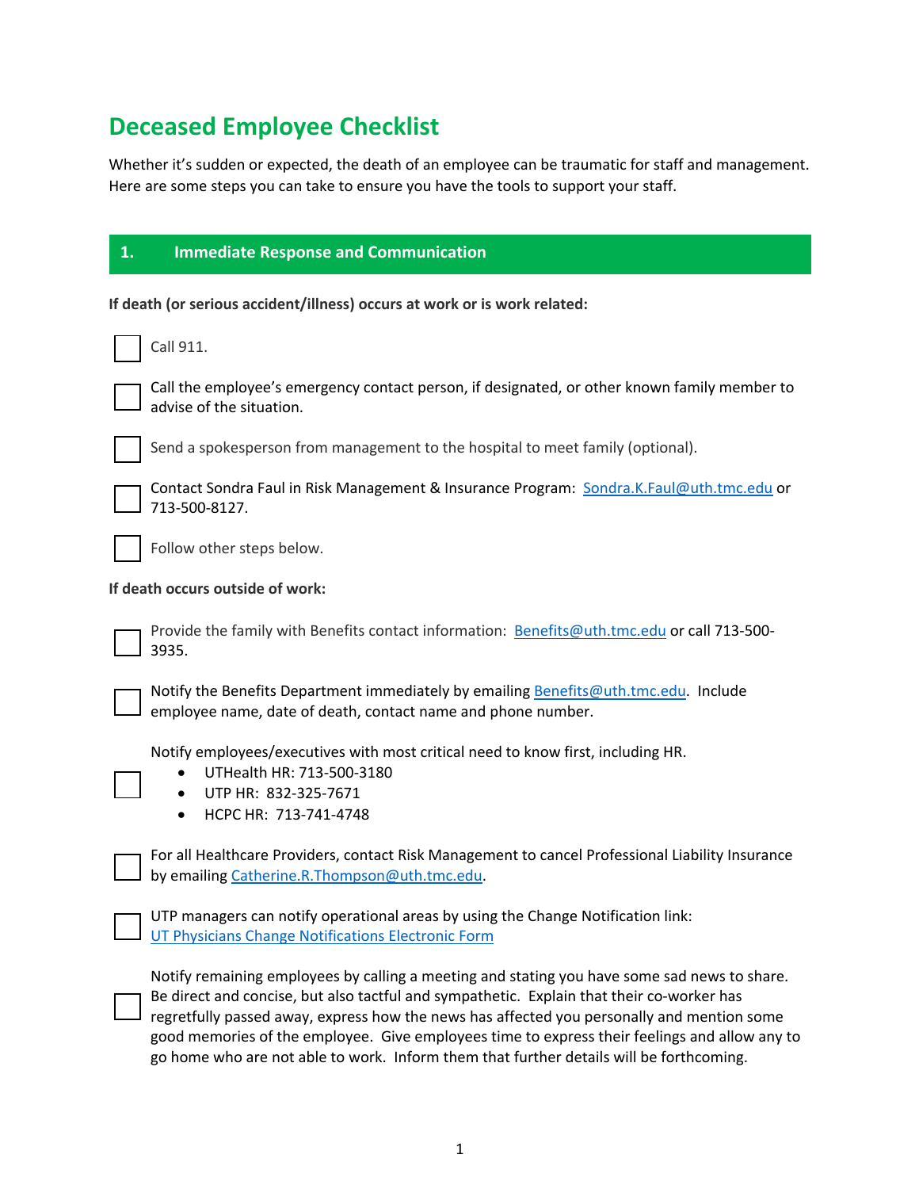# Deceased Employee Checklist

Whether it's sudden or expected, the death of an employee can be traumatic for staff and management. Here are some steps you can take to ensure you have the tools to support your staff.

## 1. Immediate Response and Communication

**If death (or serious accident/illness) occurs at work or is work related:**

- [ ] Call 911.
- [ ] Call the employee's emergency contact person, if designated, or other known family member to advise of the situation.
- [ ] Send a spokesperson from management to the hospital to meet family (optional).
- [ ] Contact Sondra Faul in Risk Management & Insurance Program: Sondra.K.Faul@uth.tmc.edu or 713-500-8127.
- [ ] Follow other steps below.

**If death occurs outside of work:**

- [ ] Provide the family with Benefits contact information: Benefits@uth.tmc.edu or call 713-500-3935.
- [ ] Notify the Benefits Department immediately by emailing Benefits@uth.tmc.edu. Include employee name, date of death, contact name and phone number.
- [ ] Notify employees/executives with most critical need to know first, including HR.
  - UTHealth HR: 713-500-3180
  - UTP HR: 832-325-7671
  - HCPC HR: 713-741-4748
- [ ] For all Healthcare Providers, contact Risk Management to cancel Professional Liability Insurance by emailing Catherine.R.Thompson@uth.tmc.edu.
- [ ] UTP managers can notify operational areas by using the Change Notification link: UT Physicians Change Notifications Electronic Form
- [ ] Notify remaining employees by calling a meeting and stating you have some sad news to share. Be direct and concise, but also tactful and sympathetic. Explain that their co-worker has regretfully passed away, express how the news has affected you personally and mention some good memories of the employee. Give employees time to express their feelings and allow any to go home who are not able to work. Inform them that further details will be forthcoming.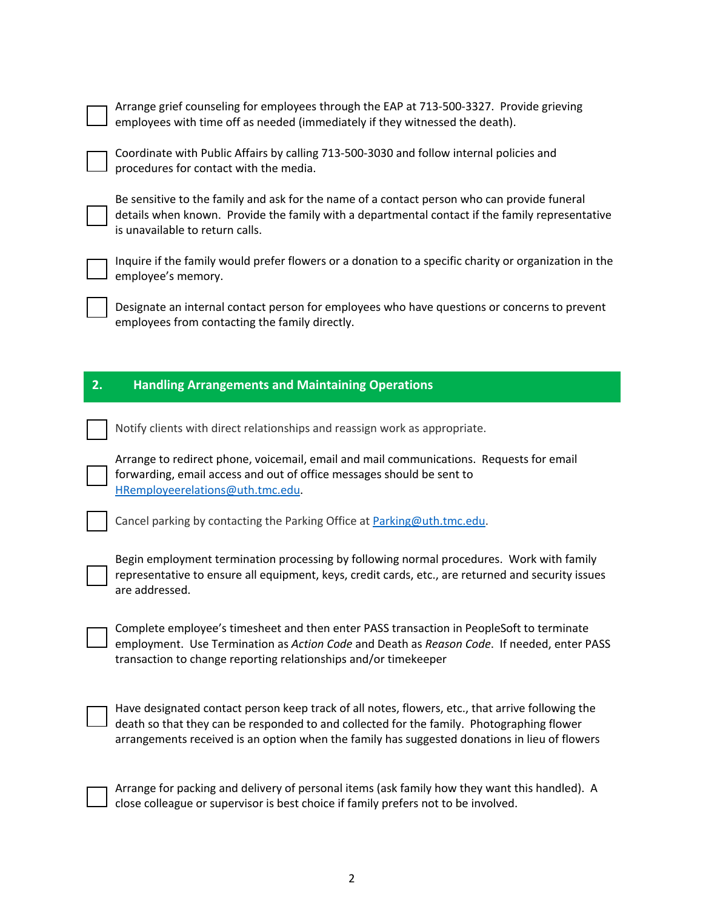- [ ] Arrange grief counseling for employees through the EAP at 713-500-3327. Provide grieving employees with time off as needed (immediately if they witnessed the death).

- [ ] Coordinate with Public Affairs by calling 713-500-3030 and follow internal policies and procedures for contact with the media.

- [ ] Be sensitive to the family and ask for the name of a contact person who can provide funeral details when known. Provide the family with a departmental contact if the family representative is unavailable to return calls.

- [ ] Inquire if the family would prefer flowers or a donation to a specific charity or organization in the employee's memory.

- [ ] Designate an internal contact person for employees who have questions or concerns to prevent employees from contacting the family directly.

## 2. Handling Arrangements and Maintaining Operations

- [ ] Notify clients with direct relationships and reassign work as appropriate.

- [ ] Arrange to redirect phone, voicemail, email and mail communications. Requests for email forwarding, email access and out of office messages should be sent to HRemployeerelations@uth.tmc.edu.

- [ ] Cancel parking by contacting the Parking Office at Parking@uth.tmc.edu.

- [ ] Begin employment termination processing by following normal procedures. Work with family representative to ensure all equipment, keys, credit cards, etc., are returned and security issues are addressed.

- [ ] Complete employee's timesheet and then enter PASS transaction in PeopleSoft to terminate employment. Use Termination as *Action Code* and Death as *Reason Code*. If needed, enter PASS transaction to change reporting relationships and/or timekeeper

- [ ] Have designated contact person keep track of all notes, flowers, etc., that arrive following the death so that they can be responded to and collected for the family. Photographing flower arrangements received is an option when the family has suggested donations in lieu of flowers

- [ ] Arrange for packing and delivery of personal items (ask family how they want this handled). A close colleague or supervisor is best choice if family prefers not to be involved.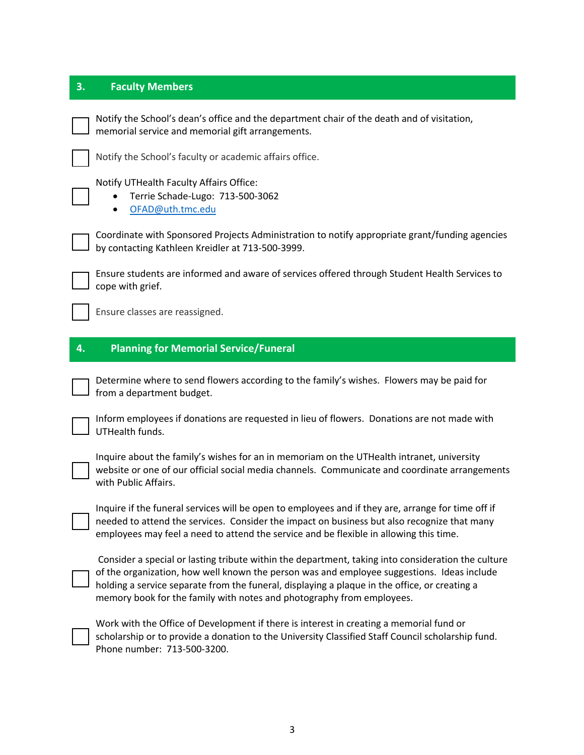## 3. Faculty Members

- [ ] Notify the School's dean's office and the department chair of the death and of visitation, memorial service and memorial gift arrangements.
- [ ] Notify the School's faculty or academic affairs office.
- [ ] Notify UTHealth Faculty Affairs Office:
  - Terrie Schade-Lugo: 713-500-3062
  - OFAD@uth.tmc.edu
- [ ] Coordinate with Sponsored Projects Administration to notify appropriate grant/funding agencies by contacting Kathleen Kreidler at 713-500-3999.
- [ ] Ensure students are informed and aware of services offered through Student Health Services to cope with grief.
- [ ] Ensure classes are reassigned.

## 4. Planning for Memorial Service/Funeral

- [ ] Determine where to send flowers according to the family's wishes. Flowers may be paid for from a department budget.
- [ ] Inform employees if donations are requested in lieu of flowers. Donations are not made with UTHealth funds.
- [ ] Inquire about the family's wishes for an in memoriam on the UTHealth intranet, university website or one of our official social media channels. Communicate and coordinate arrangements with Public Affairs.
- [ ] Inquire if the funeral services will be open to employees and if they are, arrange for time off if needed to attend the services. Consider the impact on business but also recognize that many employees may feel a need to attend the service and be flexible in allowing this time.
- [ ] Consider a special or lasting tribute within the department, taking into consideration the culture of the organization, how well known the person was and employee suggestions. Ideas include holding a service separate from the funeral, displaying a plaque in the office, or creating a memory book for the family with notes and photography from employees.
- [ ] Work with the Office of Development if there is interest in creating a memorial fund or scholarship or to provide a donation to the University Classified Staff Council scholarship fund. Phone number: 713-500-3200.